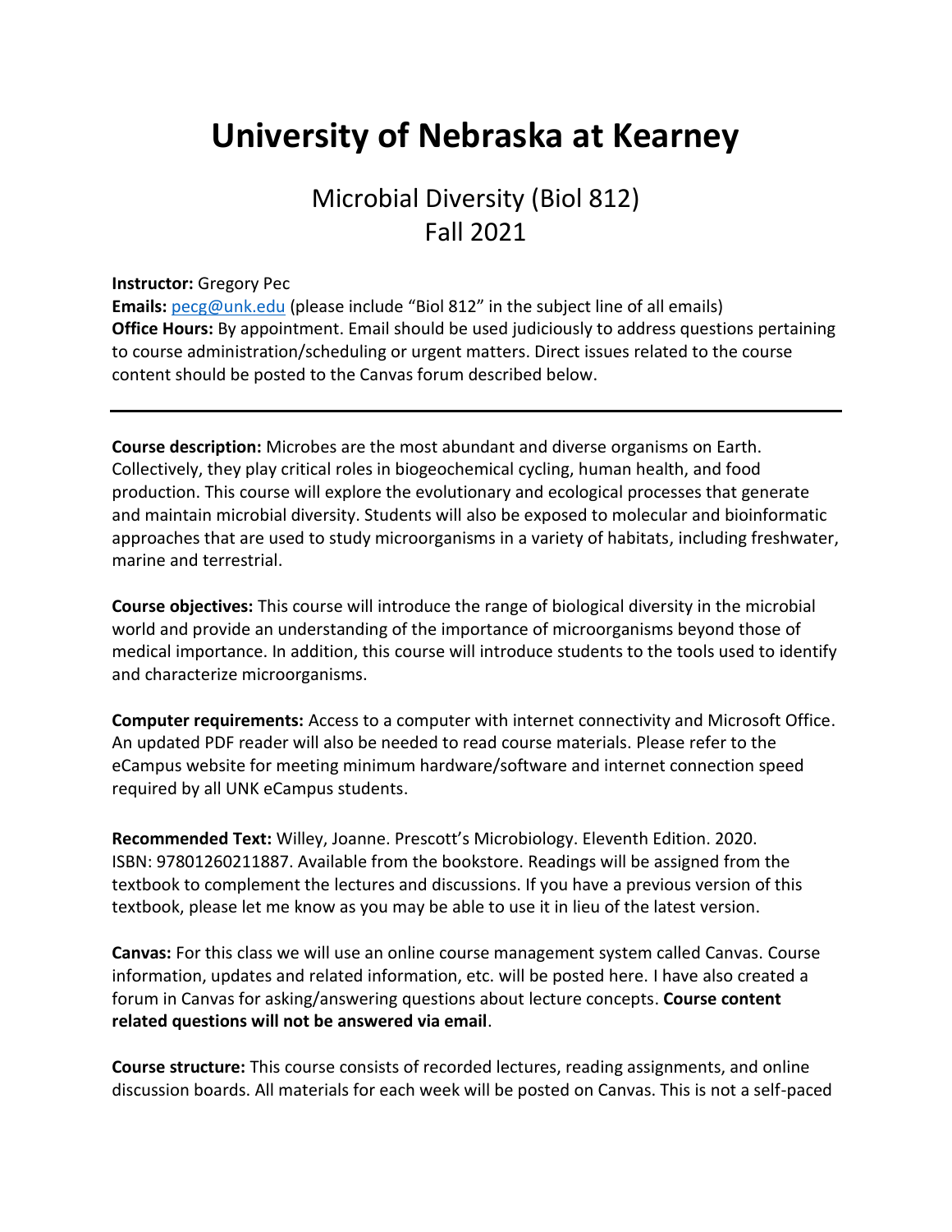# University of Nebraska at Kearney

## Microbial Diversity (Biol 812)
## Fall 2021

**Instructor:** Gregory Pec
**Emails:** pecg@unk.edu (please include "Biol 812" in the subject line of all emails)
**Office Hours:** By appointment. Email should be used judiciously to address questions pertaining to course administration/scheduling or urgent matters. Direct issues related to the course content should be posted to the Canvas forum described below.

---

**Course description:** Microbes are the most abundant and diverse organisms on Earth. Collectively, they play critical roles in biogeochemical cycling, human health, and food production. This course will explore the evolutionary and ecological processes that generate and maintain microbial diversity. Students will also be exposed to molecular and bioinformatic approaches that are used to study microorganisms in a variety of habitats, including freshwater, marine and terrestrial.

**Course objectives:** This course will introduce the range of biological diversity in the microbial world and provide an understanding of the importance of microorganisms beyond those of medical importance. In addition, this course will introduce students to the tools used to identify and characterize microorganisms.

**Computer requirements:** Access to a computer with internet connectivity and Microsoft Office. An updated PDF reader will also be needed to read course materials. Please refer to the eCampus website for meeting minimum hardware/software and internet connection speed required by all UNK eCampus students.

**Recommended Text:** Willey, Joanne. Prescott's Microbiology. Eleventh Edition. 2020. ISBN: 97801260211887. Available from the bookstore. Readings will be assigned from the textbook to complement the lectures and discussions. If you have a previous version of this textbook, please let me know as you may be able to use it in lieu of the latest version.

**Canvas:** For this class we will use an online course management system called Canvas. Course information, updates and related information, etc. will be posted here. I have also created a forum in Canvas for asking/answering questions about lecture concepts. **Course content related questions will not be answered via email**.

**Course structure:** This course consists of recorded lectures, reading assignments, and online discussion boards. All materials for each week will be posted on Canvas. This is not a self-paced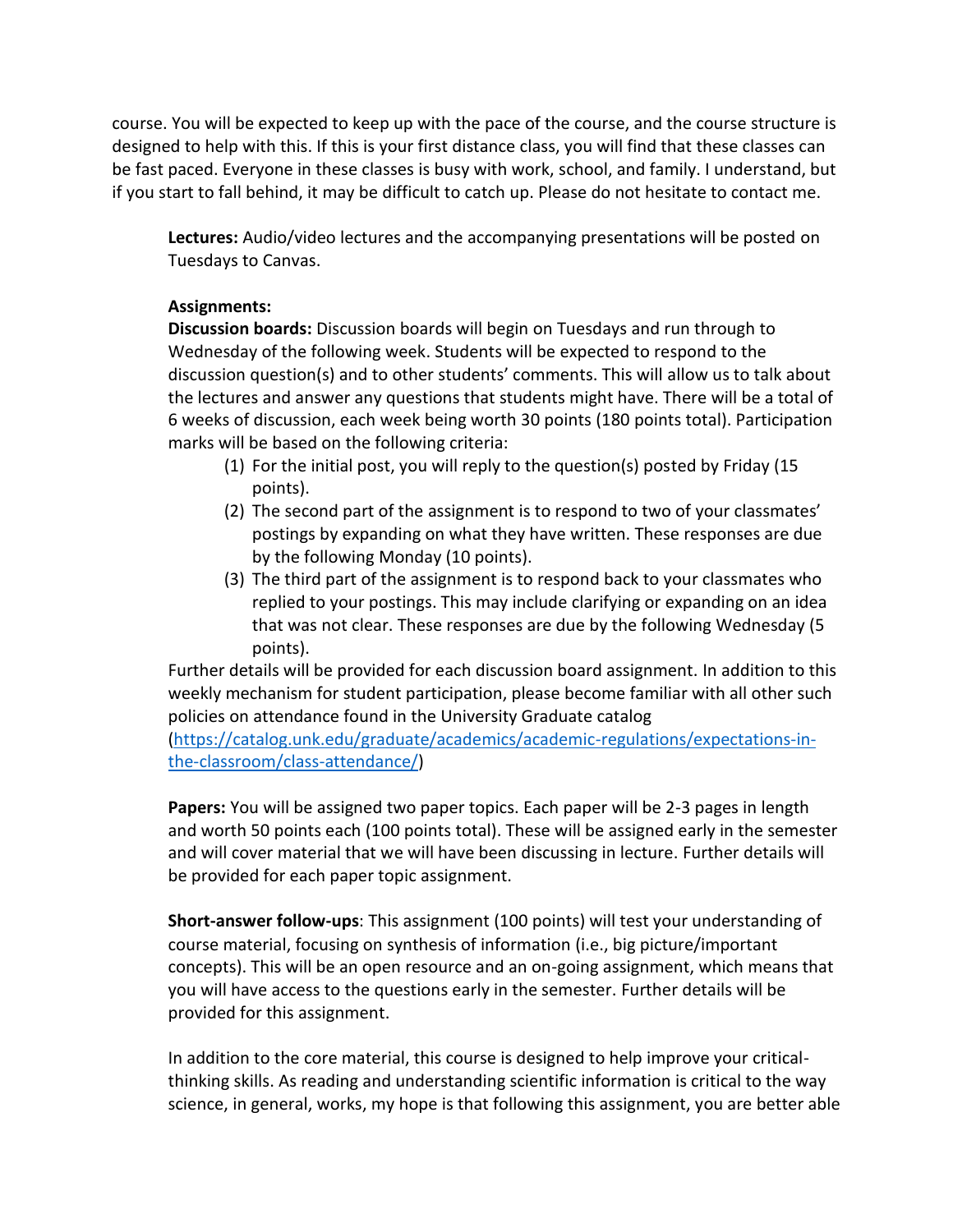course. You will be expected to keep up with the pace of the course, and the course structure is designed to help with this. If this is your first distance class, you will find that these classes can be fast paced. Everyone in these classes is busy with work, school, and family. I understand, but if you start to fall behind, it may be difficult to catch up. Please do not hesitate to contact me.

**Lectures:** Audio/video lectures and the accompanying presentations will be posted on Tuesdays to Canvas.

**Assignments:**

**Discussion boards:** Discussion boards will begin on Tuesdays and run through to Wednesday of the following week. Students will be expected to respond to the discussion question(s) and to other students' comments. This will allow us to talk about the lectures and answer any questions that students might have. There will be a total of 6 weeks of discussion, each week being worth 30 points (180 points total). Participation marks will be based on the following criteria:

(1) For the initial post, you will reply to the question(s) posted by Friday (15 points).
(2) The second part of the assignment is to respond to two of your classmates' postings by expanding on what they have written. These responses are due by the following Monday (10 points).
(3) The third part of the assignment is to respond back to your classmates who replied to your postings. This may include clarifying or expanding on an idea that was not clear. These responses are due by the following Wednesday (5 points).

Further details will be provided for each discussion board assignment. In addition to this weekly mechanism for student participation, please become familiar with all other such policies on attendance found in the University Graduate catalog (https://catalog.unk.edu/graduate/academics/academic-regulations/expectations-in-the-classroom/class-attendance/)

**Papers:** You will be assigned two paper topics. Each paper will be 2-3 pages in length and worth 50 points each (100 points total). These will be assigned early in the semester and will cover material that we will have been discussing in lecture. Further details will be provided for each paper topic assignment.

**Short-answer follow-ups**: This assignment (100 points) will test your understanding of course material, focusing on synthesis of information (i.e., big picture/important concepts). This will be an open resource and an on-going assignment, which means that you will have access to the questions early in the semester. Further details will be provided for this assignment.

In addition to the core material, this course is designed to help improve your critical-thinking skills. As reading and understanding scientific information is critical to the way science, in general, works, my hope is that following this assignment, you are better able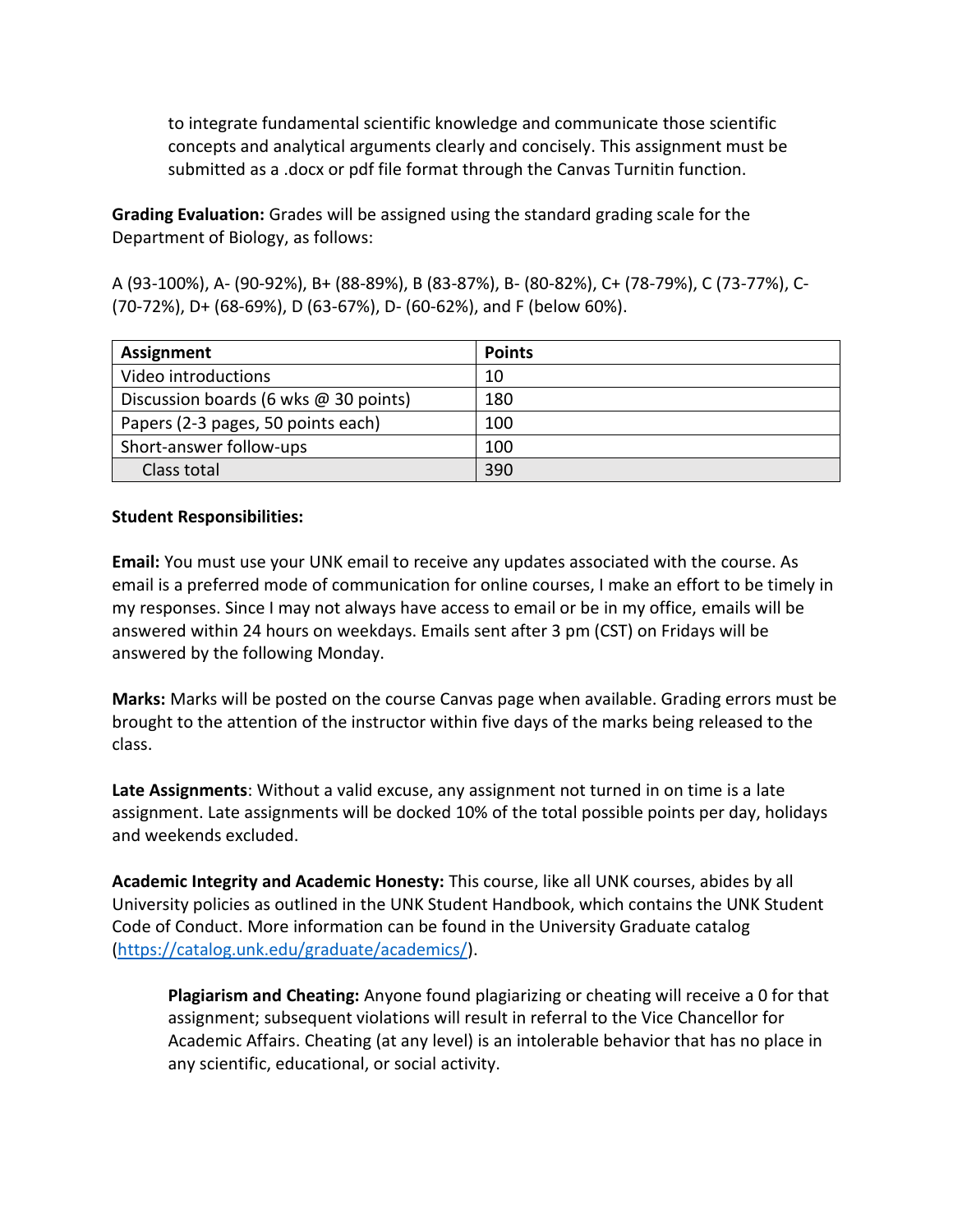to integrate fundamental scientific knowledge and communicate those scientific concepts and analytical arguments clearly and concisely. This assignment must be submitted as a .docx or pdf file format through the Canvas Turnitin function.

**Grading Evaluation:** Grades will be assigned using the standard grading scale for the Department of Biology, as follows:

A (93-100%), A- (90-92%), B+ (88-89%), B (83-87%), B- (80-82%), C+ (78-79%), C (73-77%), C- (70-72%), D+ (68-69%), D (63-67%), D- (60-62%), and F (below 60%).

| Assignment | Points |
|---|---|
| Video introductions | 10 |
| Discussion boards (6 wks @ 30 points) | 180 |
| Papers (2-3 pages, 50 points each) | 100 |
| Short-answer follow-ups | 100 |
| Class total | 390 |

**Student Responsibilities:**

**Email:** You must use your UNK email to receive any updates associated with the course. As email is a preferred mode of communication for online courses, I make an effort to be timely in my responses. Since I may not always have access to email or be in my office, emails will be answered within 24 hours on weekdays. Emails sent after 3 pm (CST) on Fridays will be answered by the following Monday.

**Marks:** Marks will be posted on the course Canvas page when available. Grading errors must be brought to the attention of the instructor within five days of the marks being released to the class.

**Late Assignments**: Without a valid excuse, any assignment not turned in on time is a late assignment. Late assignments will be docked 10% of the total possible points per day, holidays and weekends excluded.

**Academic Integrity and Academic Honesty:** This course, like all UNK courses, abides by all University policies as outlined in the UNK Student Handbook, which contains the UNK Student Code of Conduct. More information can be found in the University Graduate catalog (https://catalog.unk.edu/graduate/academics/).

**Plagiarism and Cheating:** Anyone found plagiarizing or cheating will receive a 0 for that assignment; subsequent violations will result in referral to the Vice Chancellor for Academic Affairs. Cheating (at any level) is an intolerable behavior that has no place in any scientific, educational, or social activity.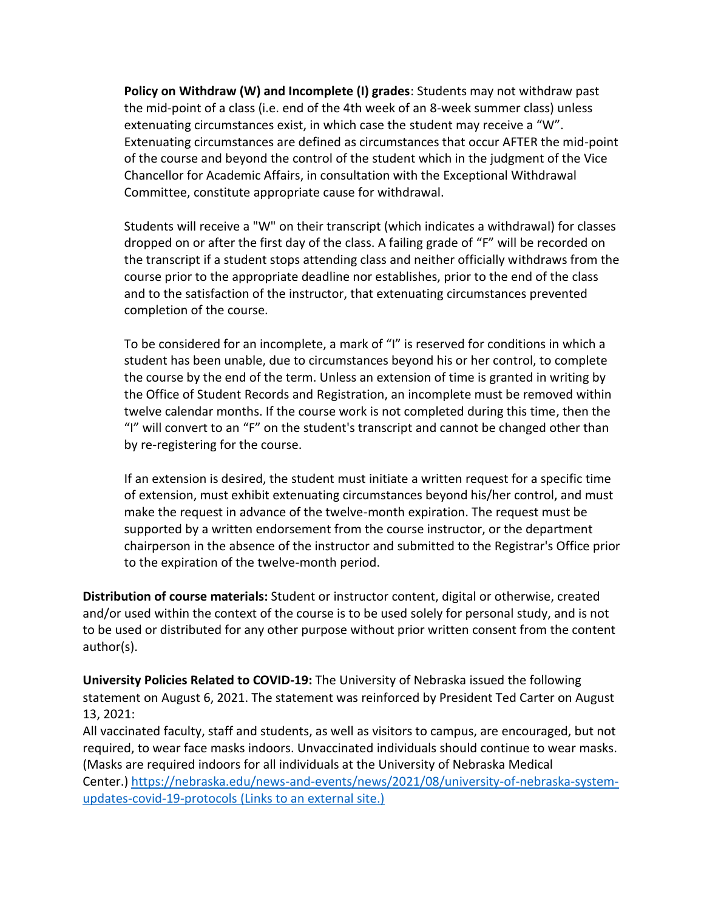**Policy on Withdraw (W) and Incomplete (I) grades**: Students may not withdraw past the mid-point of a class (i.e. end of the 4th week of an 8-week summer class) unless extenuating circumstances exist, in which case the student may receive a "W". Extenuating circumstances are defined as circumstances that occur AFTER the mid-point of the course and beyond the control of the student which in the judgment of the Vice Chancellor for Academic Affairs, in consultation with the Exceptional Withdrawal Committee, constitute appropriate cause for withdrawal.

Students will receive a "W" on their transcript (which indicates a withdrawal) for classes dropped on or after the first day of the class. A failing grade of "F" will be recorded on the transcript if a student stops attending class and neither officially withdraws from the course prior to the appropriate deadline nor establishes, prior to the end of the class and to the satisfaction of the instructor, that extenuating circumstances prevented completion of the course.

To be considered for an incomplete, a mark of "I" is reserved for conditions in which a student has been unable, due to circumstances beyond his or her control, to complete the course by the end of the term. Unless an extension of time is granted in writing by the Office of Student Records and Registration, an incomplete must be removed within twelve calendar months. If the course work is not completed during this time, then the "I" will convert to an "F" on the student's transcript and cannot be changed other than by re-registering for the course.

If an extension is desired, the student must initiate a written request for a specific time of extension, must exhibit extenuating circumstances beyond his/her control, and must make the request in advance of the twelve-month expiration. The request must be supported by a written endorsement from the course instructor, or the department chairperson in the absence of the instructor and submitted to the Registrar's Office prior to the expiration of the twelve-month period.

**Distribution of course materials:** Student or instructor content, digital or otherwise, created and/or used within the context of the course is to be used solely for personal study, and is not to be used or distributed for any other purpose without prior written consent from the content author(s).

**University Policies Related to COVID-19:** The University of Nebraska issued the following statement on August 6, 2021. The statement was reinforced by President Ted Carter on August 13, 2021:
All vaccinated faculty, staff and students, as well as visitors to campus, are encouraged, but not required, to wear face masks indoors. Unvaccinated individuals should continue to wear masks. (Masks are required indoors for all individuals at the University of Nebraska Medical Center.) [https://nebraska.edu/news-and-events/news/2021/08/university-of-nebraska-system-updates-covid-19-protocols (Links to an external site.)](https://nebraska.edu/news-and-events/news/2021/08/university-of-nebraska-system-updates-covid-19-protocols)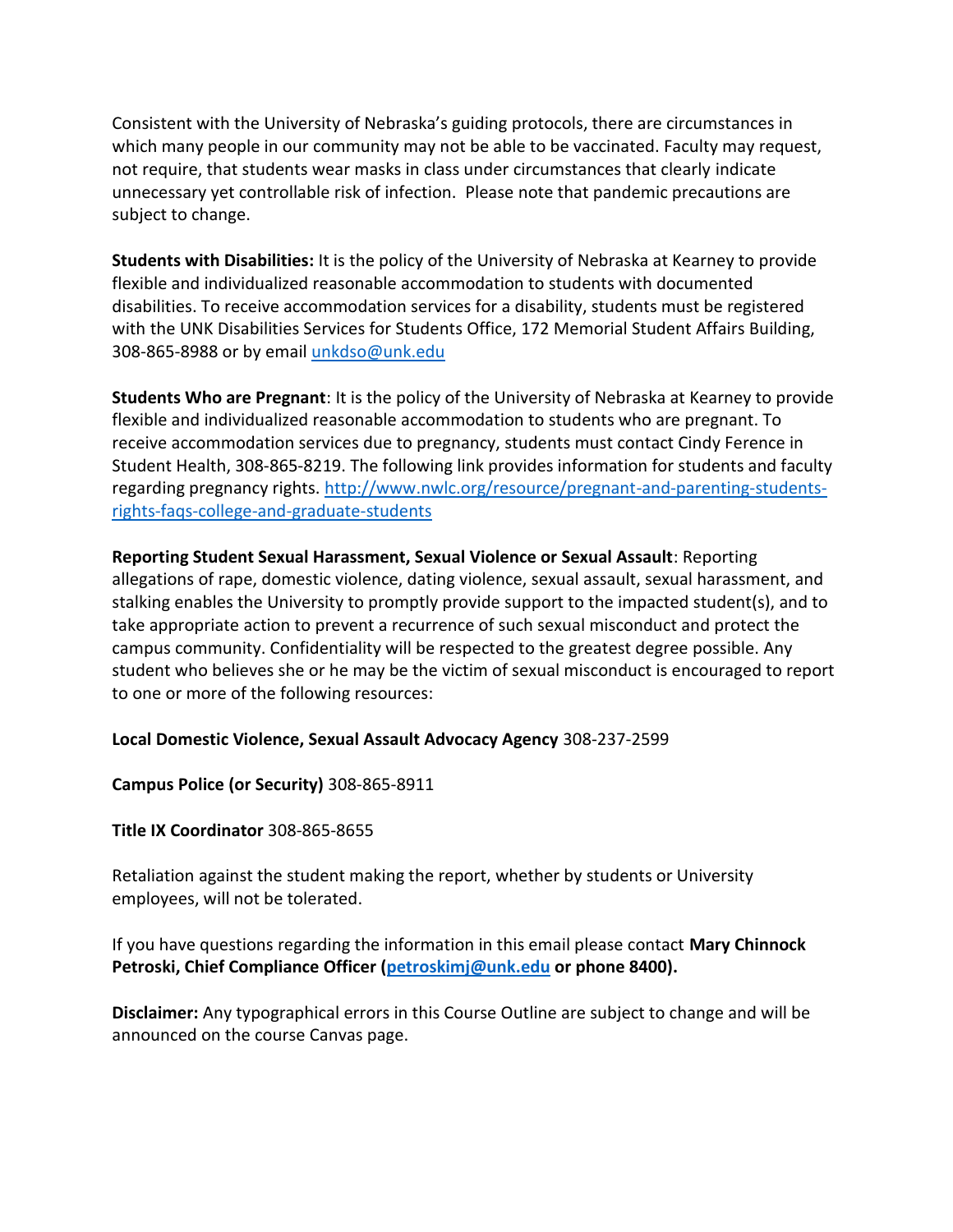Consistent with the University of Nebraska's guiding protocols, there are circumstances in which many people in our community may not be able to be vaccinated. Faculty may request, not require, that students wear masks in class under circumstances that clearly indicate unnecessary yet controllable risk of infection. Please note that pandemic precautions are subject to change.

**Students with Disabilities:** It is the policy of the University of Nebraska at Kearney to provide flexible and individualized reasonable accommodation to students with documented disabilities. To receive accommodation services for a disability, students must be registered with the UNK Disabilities Services for Students Office, 172 Memorial Student Affairs Building, 308-865-8988 or by email [unkdso@unk.edu](mailto:unkdso@unk.edu)

**Students Who are Pregnant**: It is the policy of the University of Nebraska at Kearney to provide flexible and individualized reasonable accommodation to students who are pregnant. To receive accommodation services due to pregnancy, students must contact Cindy Ference in Student Health, 308-865-8219. The following link provides information for students and faculty regarding pregnancy rights. [http://www.nwlc.org/resource/pregnant-and-parenting-students-rights-faqs-college-and-graduate-students](http://www.nwlc.org/resource/pregnant-and-parenting-students-rights-faqs-college-and-graduate-students)

**Reporting Student Sexual Harassment, Sexual Violence or Sexual Assault**: Reporting allegations of rape, domestic violence, dating violence, sexual assault, sexual harassment, and stalking enables the University to promptly provide support to the impacted student(s), and to take appropriate action to prevent a recurrence of such sexual misconduct and protect the campus community. Confidentiality will be respected to the greatest degree possible. Any student who believes she or he may be the victim of sexual misconduct is encouraged to report to one or more of the following resources:

**Local Domestic Violence, Sexual Assault Advocacy Agency** 308-237-2599

**Campus Police (or Security)** 308-865-8911

**Title IX Coordinator** 308-865-8655

Retaliation against the student making the report, whether by students or University employees, will not be tolerated.

If you have questions regarding the information in this email please contact **Mary Chinnock Petroski, Chief Compliance Officer ([petroskimj@unk.edu](mailto:petroskimj@unk.edu) or phone 8400).**

**Disclaimer:** Any typographical errors in this Course Outline are subject to change and will be announced on the course Canvas page.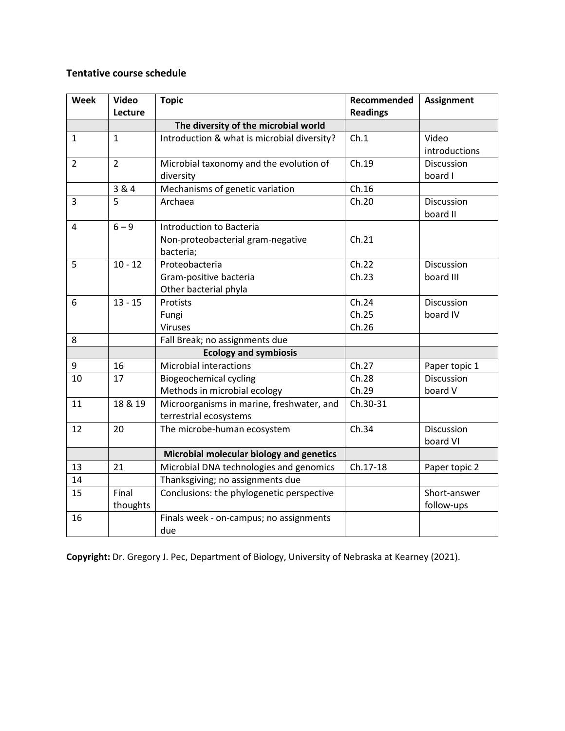**Tentative course schedule**

| Week | Video Lecture | Topic | Recommended Readings | Assignment |
|---|---|---|---|---|
| | | **The diversity of the microbial world** | | |
| 1 | 1 | Introduction & what is microbial diversity? | Ch.1 | Video introductions |
| 2 | 2 | Microbial taxonomy and the evolution of diversity | Ch.19 | Discussion board I |
| | 3 & 4 | Mechanisms of genetic variation | Ch.16 | |
| 3 | 5 | Archaea | Ch.20 | Discussion board II |
| 4 | 6 – 9 | Introduction to Bacteria<br>Non-proteobacterial gram-negative bacteria; | Ch.21 | |
| 5 | 10 - 12 | Proteobacteria<br>Gram-positive bacteria<br>Other bacterial phyla | Ch.22<br>Ch.23 | Discussion board III |
| 6 | 13 - 15 | Protists<br>Fungi<br>Viruses | Ch.24<br>Ch.25<br>Ch.26 | Discussion board IV |
| 8 | | Fall Break; no assignments due | | |
| | | **Ecology and symbiosis** | | |
| 9 | 16 | Microbial interactions | Ch.27 | Paper topic 1 |
| 10 | 17 | Biogeochemical cycling<br>Methods in microbial ecology | Ch.28<br>Ch.29 | Discussion board V |
| 11 | 18 & 19 | Microorganisms in marine, freshwater, and terrestrial ecosystems | Ch.30-31 | |
| 12 | 20 | The microbe-human ecosystem | Ch.34 | Discussion board VI |
| | | **Microbial molecular biology and genetics** | | |
| 13 | 21 | Microbial DNA technologies and genomics | Ch.17-18 | Paper topic 2 |
| 14 | | Thanksgiving; no assignments due | | |
| 15 | Final thoughts | Conclusions: the phylogenetic perspective | | Short-answer follow-ups |
| 16 | | Finals week - on-campus; no assignments due | | |

**Copyright:** Dr. Gregory J. Pec, Department of Biology, University of Nebraska at Kearney (2021).